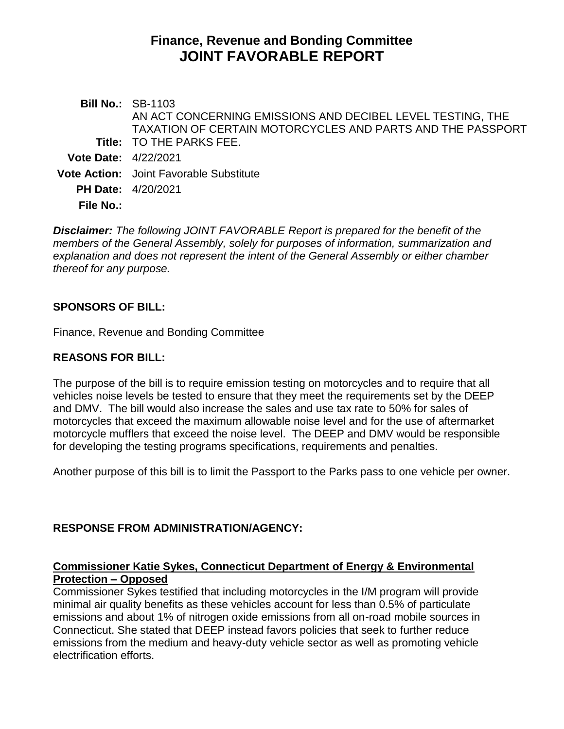# Finance, Revenue and Bonding Committee
# JOINT FAVORABLE REPORT

**Bill No.:** SB-1103

**Title:** AN ACT CONCERNING EMISSIONS AND DECIBEL LEVEL TESTING, THE TAXATION OF CERTAIN MOTORCYCLES AND PARTS AND THE PASSPORT TO THE PARKS FEE.

**Vote Date:** 4/22/2021

**Vote Action:** Joint Favorable Substitute

**PH Date:** 4/20/2021

**File No.:**

***Disclaimer:*** *The following JOINT FAVORABLE Report is prepared for the benefit of the members of the General Assembly, solely for purposes of information, summarization and explanation and does not represent the intent of the General Assembly or either chamber thereof for any purpose.*

## SPONSORS OF BILL:

Finance, Revenue and Bonding Committee

## REASONS FOR BILL:

The purpose of the bill is to require emission testing on motorcycles and to require that all vehicles noise levels be tested to ensure that they meet the requirements set by the DEEP and DMV. The bill would also increase the sales and use tax rate to 50% for sales of motorcycles that exceed the maximum allowable noise level and for the use of aftermarket motorcycle mufflers that exceed the noise level. The DEEP and DMV would be responsible for developing the testing programs specifications, requirements and penalties.

Another purpose of this bill is to limit the Passport to the Parks pass to one vehicle per owner.

## RESPONSE FROM ADMINISTRATION/AGENCY:

**Commissioner Katie Sykes, Connecticut Department of Energy & Environmental Protection – Opposed**

Commissioner Sykes testified that including motorcycles in the I/M program will provide minimal air quality benefits as these vehicles account for less than 0.5% of particulate emissions and about 1% of nitrogen oxide emissions from all on-road mobile sources in Connecticut. She stated that DEEP instead favors policies that seek to further reduce emissions from the medium and heavy-duty vehicle sector as well as promoting vehicle electrification efforts.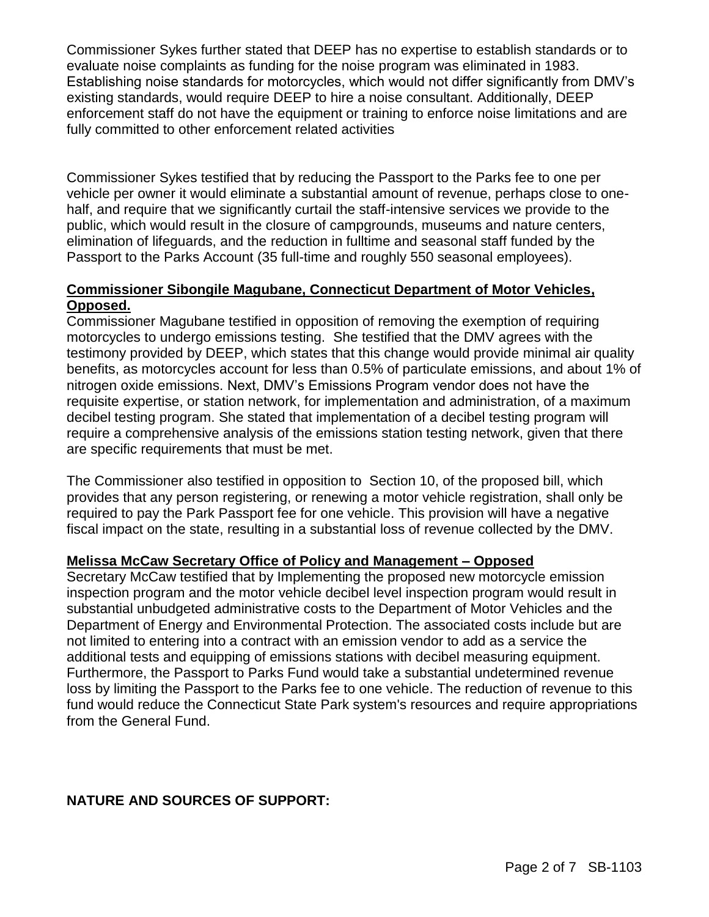Commissioner Sykes further stated that DEEP has no expertise to establish standards or to evaluate noise complaints as funding for the noise program was eliminated in 1983. Establishing noise standards for motorcycles, which would not differ significantly from DMV's existing standards, would require DEEP to hire a noise consultant. Additionally, DEEP enforcement staff do not have the equipment or training to enforce noise limitations and are fully committed to other enforcement related activities

Commissioner Sykes testified that by reducing the Passport to the Parks fee to one per vehicle per owner it would eliminate a substantial amount of revenue, perhaps close to one-half, and require that we significantly curtail the staff-intensive services we provide to the public, which would result in the closure of campgrounds, museums and nature centers, elimination of lifeguards, and the reduction in fulltime and seasonal staff funded by the Passport to the Parks Account (35 full-time and roughly 550 seasonal employees).

**Commissioner Sibongile Magubane, Connecticut Department of Motor Vehicles, Opposed.**

Commissioner Magubane testified in opposition of removing the exemption of requiring motorcycles to undergo emissions testing. She testified that the DMV agrees with the testimony provided by DEEP, which states that this change would provide minimal air quality benefits, as motorcycles account for less than 0.5% of particulate emissions, and about 1% of nitrogen oxide emissions. Next, DMV's Emissions Program vendor does not have the requisite expertise, or station network, for implementation and administration, of a maximum decibel testing program. She stated that implementation of a decibel testing program will require a comprehensive analysis of the emissions station testing network, given that there are specific requirements that must be met.

The Commissioner also testified in opposition to Section 10, of the proposed bill, which provides that any person registering, or renewing a motor vehicle registration, shall only be required to pay the Park Passport fee for one vehicle. This provision will have a negative fiscal impact on the state, resulting in a substantial loss of revenue collected by the DMV.

**Melissa McCaw Secretary Office of Policy and Management – Opposed**

Secretary McCaw testified that by Implementing the proposed new motorcycle emission inspection program and the motor vehicle decibel level inspection program would result in substantial unbudgeted administrative costs to the Department of Motor Vehicles and the Department of Energy and Environmental Protection. The associated costs include but are not limited to entering into a contract with an emission vendor to add as a service the additional tests and equipping of emissions stations with decibel measuring equipment. Furthermore, the Passport to Parks Fund would take a substantial undetermined revenue loss by limiting the Passport to the Parks fee to one vehicle. The reduction of revenue to this fund would reduce the Connecticut State Park system's resources and require appropriations from the General Fund.

**NATURE AND SOURCES OF SUPPORT:**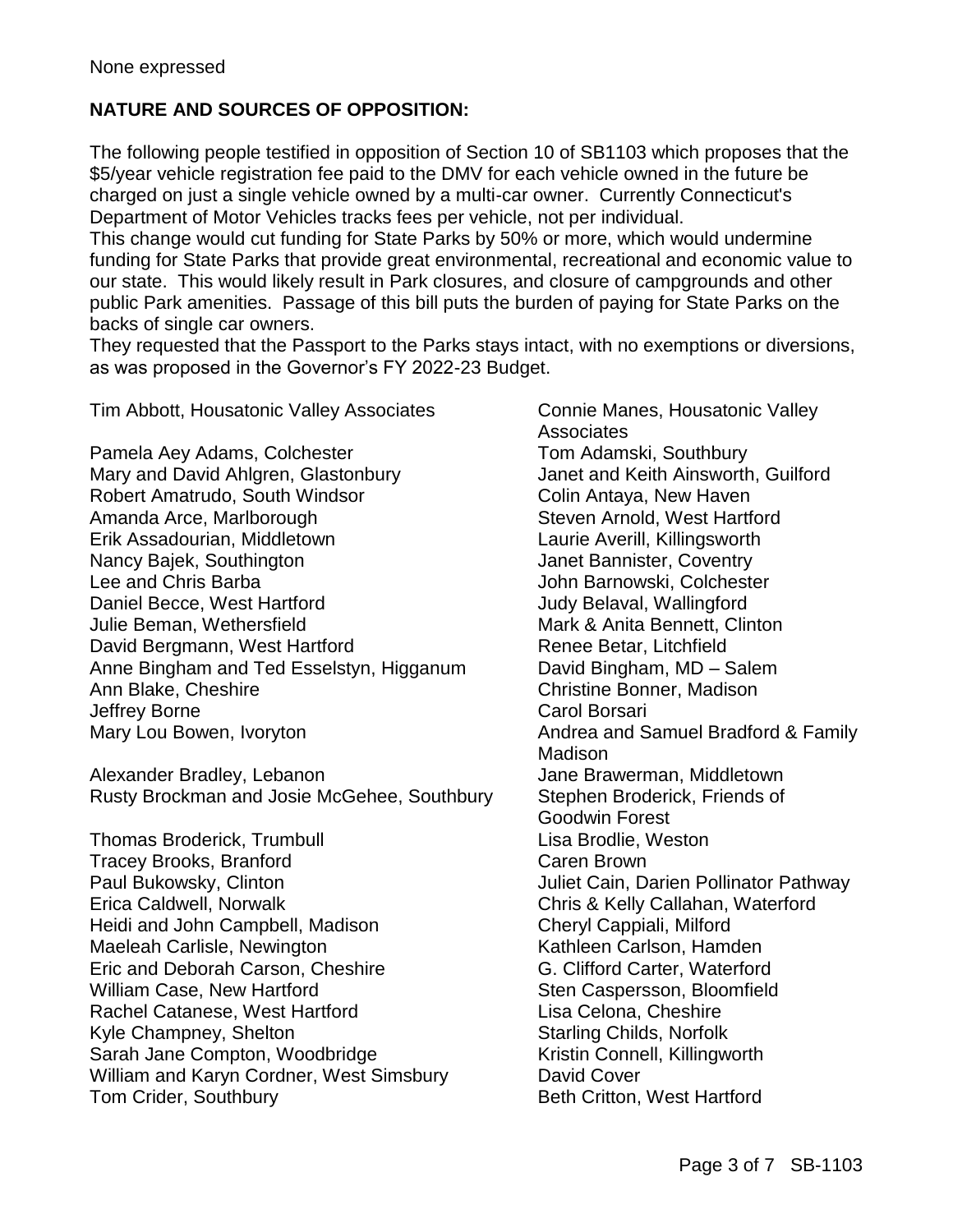None expressed

**NATURE AND SOURCES OF OPPOSITION:**

The following people testified in opposition of Section 10 of SB1103 which proposes that the $5/year vehicle registration fee paid to the DMV for each vehicle owned in the future be charged on just a single vehicle owned by a multi-car owner. Currently Connecticut's Department of Motor Vehicles tracks fees per vehicle, not per individual.
This change would cut funding for State Parks by 50% or more, which would undermine funding for State Parks that provide great environmental, recreational and economic value to our state. This would likely result in Park closures, and closure of campgrounds and other public Park amenities. Passage of this bill puts the burden of paying for State Parks on the backs of single car owners.
They requested that the Passport to the Parks stays intact, with no exemptions or diversions, as was proposed in the Governor's FY 2022-23 Budget.

Tim Abbott, Housatonic Valley Associates
Connie Manes, Housatonic Valley Associates
Pamela Aey Adams, Colchester
Tom Adamski, Southbury
Mary and David Ahlgren, Glastonbury
Janet and Keith Ainsworth, Guilford
Robert Amatrudo, South Windsor
Colin Antaya, New Haven
Amanda Arce, Marlborough
Steven Arnold, West Hartford
Erik Assadourian, Middletown
Laurie Averill, Killingsworth
Nancy Bajek, Southington
Janet Bannister, Coventry
Lee and Chris Barba
John Barnowski, Colchester
Daniel Becce, West Hartford
Judy Belaval, Wallingford
Julie Beman, Wethersfield
Mark & Anita Bennett, Clinton
David Bergmann, West Hartford
Renee Betar, Litchfield
Anne Bingham and Ted Esselstyn, Higganum
David Bingham, MD – Salem
Ann Blake, Cheshire
Christine Bonner, Madison
Jeffrey Borne
Carol Borsari
Mary Lou Bowen, Ivoryton
Andrea and Samuel Bradford & Family Madison
Alexander Bradley, Lebanon
Jane Brawerman, Middletown
Rusty Brockman and Josie McGehee, Southbury
Stephen Broderick, Friends of Goodwin Forest
Thomas Broderick, Trumbull
Lisa Brodlie, Weston
Tracey Brooks, Branford
Caren Brown
Paul Bukowsky, Clinton
Juliet Cain, Darien Pollinator Pathway
Erica Caldwell, Norwalk
Chris & Kelly Callahan, Waterford
Heidi and John Campbell, Madison
Cheryl Cappiali, Milford
Maeleah Carlisle, Newington
Kathleen Carlson, Hamden
Eric and Deborah Carson, Cheshire
G. Clifford Carter, Waterford
William Case, New Hartford
Sten Caspersson, Bloomfield
Rachel Catanese, West Hartford
Lisa Celona, Cheshire
Kyle Champney, Shelton
Starling Childs, Norfolk
Sarah Jane Compton, Woodbridge
Kristin Connell, Killingworth
William and Karyn Cordner, West Simsbury
David Cover
Tom Crider, Southbury
Beth Critton, West Hartford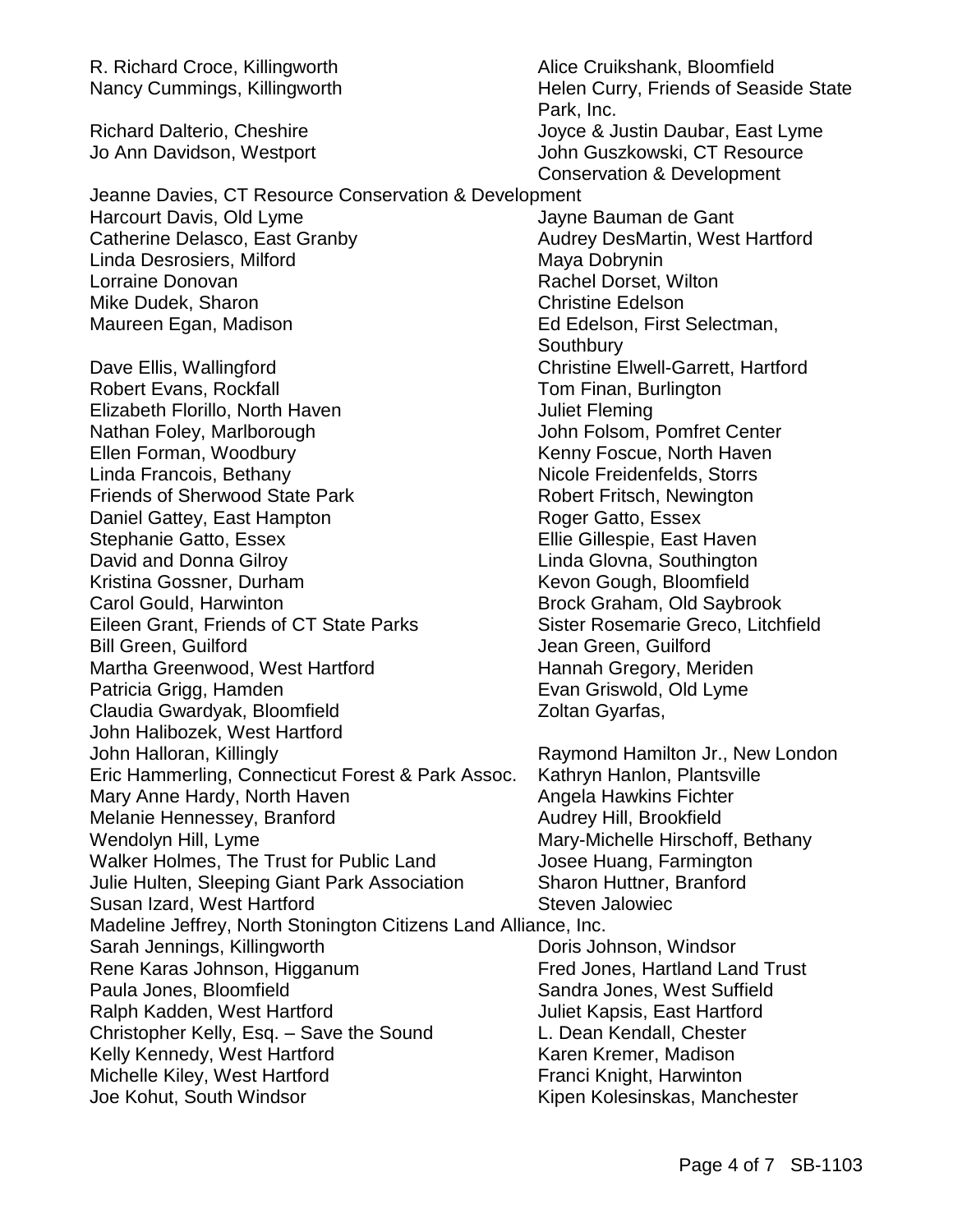R. Richard Croce, Killingworth
Alice Cruikshank, Bloomfield
Nancy Cummings, Killingworth
Helen Curry, Friends of Seaside State Park, Inc.
Richard Dalterio, Cheshire
Joyce & Justin Daubar, East Lyme
Jo Ann Davidson, Westport
John Guszkowski, CT Resource Conservation & Development
Jeanne Davies, CT Resource Conservation & Development
Harcourt Davis, Old Lyme
Jayne Bauman de Gant
Catherine Delasco, East Granby
Audrey DesMartin, West Hartford
Linda Desrosiers, Milford
Maya Dobrynin
Lorraine Donovan
Rachel Dorset, Wilton
Mike Dudek, Sharon
Christine Edelson
Maureen Egan, Madison
Ed Edelson, First Selectman, Southbury
Dave Ellis, Wallingford
Christine Elwell-Garrett, Hartford
Robert Evans, Rockfall
Tom Finan, Burlington
Elizabeth Florillo, North Haven
Juliet Fleming
Nathan Foley, Marlborough
John Folsom, Pomfret Center
Ellen Forman, Woodbury
Kenny Foscue, North Haven
Linda Francois, Bethany
Nicole Freidenfelds, Storrs
Friends of Sherwood State Park
Robert Fritsch, Newington
Daniel Gattey, East Hampton
Roger Gatto, Essex
Stephanie Gatto, Essex
Ellie Gillespie, East Haven
David and Donna Gilroy
Linda Glovna, Southington
Kristina Gossner, Durham
Kevon Gough, Bloomfield
Carol Gould, Harwinton
Brock Graham, Old Saybrook
Eileen Grant, Friends of CT State Parks
Sister Rosemarie Greco, Litchfield
Bill Green, Guilford
Jean Green, Guilford
Martha Greenwood, West Hartford
Hannah Gregory, Meriden
Patricia Grigg, Hamden
Evan Griswold, Old Lyme
Claudia Gwardyak, Bloomfield
Zoltan Gyarfas,
John Halibozek, West Hartford
John Halloran, Killingly
Raymond Hamilton Jr., New London
Eric Hammerling, Connecticut Forest & Park Assoc.
Kathryn Hanlon, Plantsville
Mary Anne Hardy, North Haven
Angela Hawkins Fichter
Melanie Hennessey, Branford
Audrey Hill, Brookfield
Wendolyn Hill, Lyme
Mary-Michelle Hirschoff, Bethany
Walker Holmes, The Trust for Public Land
Josee Huang, Farmington
Julie Hulten, Sleeping Giant Park Association
Sharon Huttner, Branford
Susan Izard, West Hartford
Steven Jalowiec
Madeline Jeffrey, North Stonington Citizens Land Alliance, Inc.
Sarah Jennings, Killingworth
Doris Johnson, Windsor
Rene Karas Johnson, Higganum
Fred Jones, Hartland Land Trust
Paula Jones, Bloomfield
Sandra Jones, West Suffield
Ralph Kadden, West Hartford
Juliet Kapsis, East Hartford
Christopher Kelly, Esq. – Save the Sound
L. Dean Kendall, Chester
Kelly Kennedy, West Hartford
Karen Kremer, Madison
Michelle Kiley, West Hartford
Franci Knight, Harwinton
Joe Kohut, South Windsor
Kipen Kolesinskas, Manchester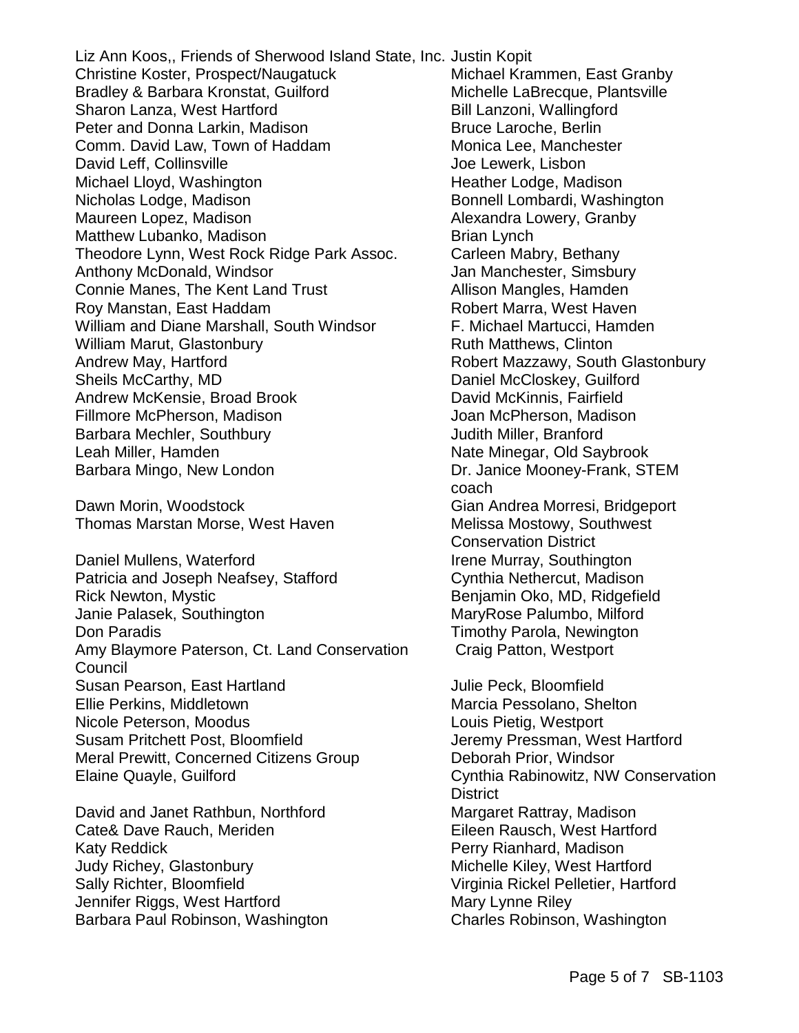Liz Ann Koos,, Friends of Sherwood Island State, Inc.
Christine Koster, Prospect/Naugatuck
Bradley & Barbara Kronstat, Guilford
Sharon Lanza, West Hartford
Peter and Donna Larkin, Madison
Comm. David Law, Town of Haddam
David Leff, Collinsville
Michael Lloyd, Washington
Nicholas Lodge, Madison
Maureen Lopez, Madison
Matthew Lubanko, Madison
Theodore Lynn, West Rock Ridge Park Assoc.
Anthony McDonald, Windsor
Connie Manes, The Kent Land Trust
Roy Manstan, East Haddam
William and Diane Marshall, South Windsor
William Marut, Glastonbury
Andrew May, Hartford
Sheils McCarthy, MD
Andrew McKensie, Broad Brook
Fillmore McPherson, Madison
Barbara Mechler, Southbury
Leah Miller, Hamden
Barbara Mingo, New London

Dawn Morin, Woodstock
Thomas Marstan Morse, West Haven

Daniel Mullens, Waterford
Patricia and Joseph Neafsey, Stafford
Rick Newton, Mystic
Janie Palasek, Southington
Don Paradis
Amy Blaymore Paterson, Ct. Land Conservation Council
Susan Pearson, East Hartland
Ellie Perkins, Middletown
Nicole Peterson, Moodus
Susam Pritchett Post, Bloomfield
Meral Prewitt, Concerned Citizens Group
Elaine Quayle, Guilford

David and Janet Rathbun, Northford
Cate& Dave Rauch, Meriden
Katy Reddick
Judy Richey, Glastonbury
Sally Richter, Bloomfield
Jennifer Riggs, West Hartford
Barbara Paul Robinson, Washington

Justin Kopit
Michael Krammen, East Granby
Michelle LaBrecque, Plantsville
Bill Lanzoni, Wallingford
Bruce Laroche, Berlin
Monica Lee, Manchester
Joe Lewerk, Lisbon
Heather Lodge, Madison
Bonnell Lombardi, Washington
Alexandra Lowery, Granby
Brian Lynch
Carleen Mabry, Bethany
Jan Manchester, Simsbury
Allison Mangles, Hamden
Robert Marra, West Haven
F. Michael Martucci, Hamden
Ruth Matthews, Clinton
Robert Mazzawy, South Glastonbury
Daniel McCloskey, Guilford
David McKinnis, Fairfield
Joan McPherson, Madison
Judith Miller, Branford
Nate Minegar, Old Saybrook
Dr. Janice Mooney-Frank, STEM coach
Gian Andrea Morresi, Bridgeport
Melissa Mostowy, Southwest Conservation District
Irene Murray, Southington
Cynthia Nethercut, Madison
Benjamin Oko, MD, Ridgefield
MaryRose Palumbo, Milford
Timothy Parola, Newington
Craig Patton, Westport

Julie Peck, Bloomfield
Marcia Pessolano, Shelton
Louis Pietig, Westport
Jeremy Pressman, West Hartford
Deborah Prior, Windsor
Cynthia Rabinowitz, NW Conservation District
Margaret Rattray, Madison
Eileen Rausch, West Hartford
Perry Rianhard, Madison
Michelle Kiley, West Hartford
Virginia Rickel Pelletier, Hartford
Mary Lynne Riley
Charles Robinson, Washington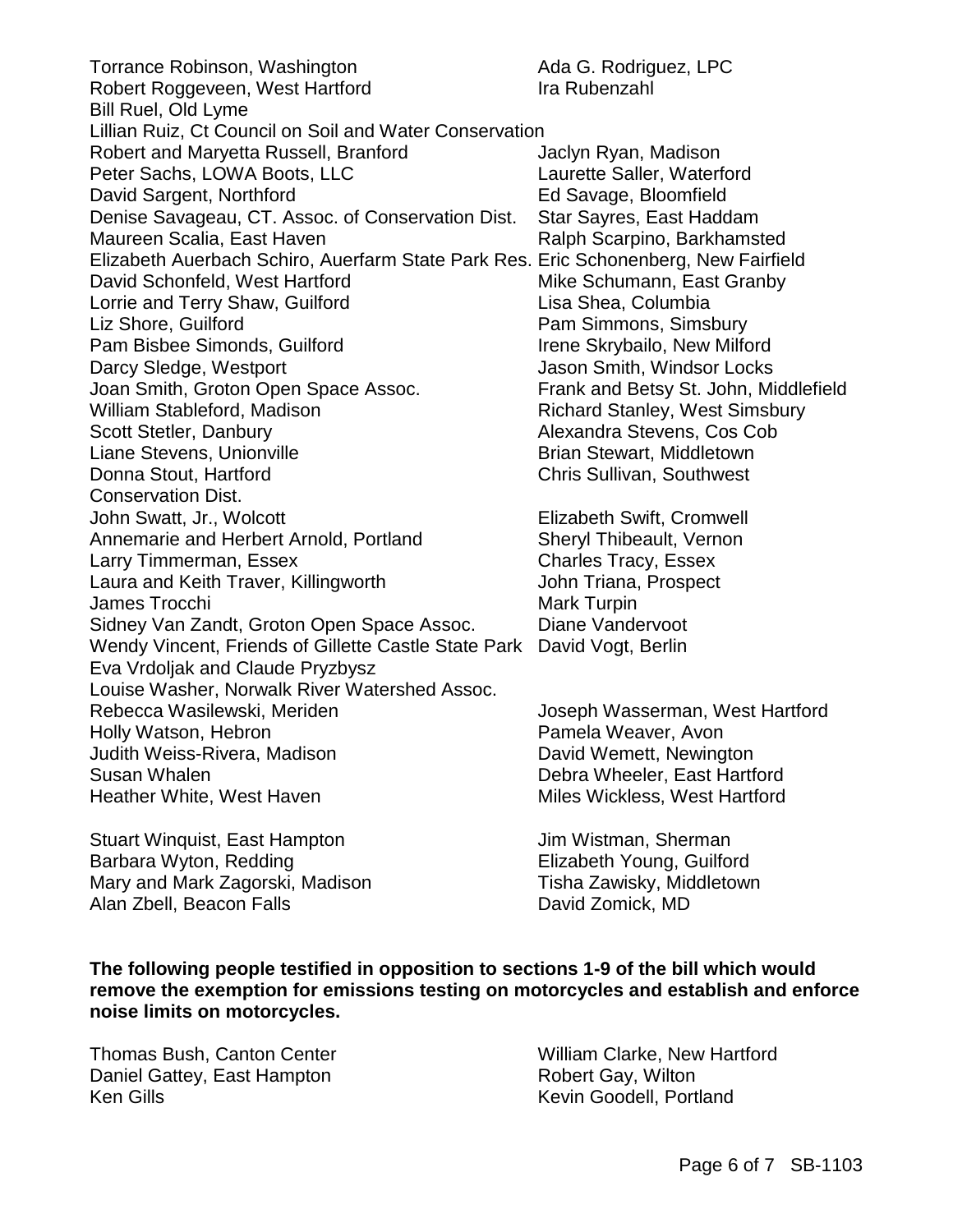Torrance Robinson, Washington
Ada G. Rodriguez, LPC
Robert Roggeveen, West Hartford
Ira Rubenzahl
Bill Ruel, Old Lyme
Lillian Ruiz, Ct Council on Soil and Water Conservation
Robert and Maryetta Russell, Branford
Jaclyn Ryan, Madison
Peter Sachs, LOWA Boots, LLC
Laurette Saller, Waterford
David Sargent, Northford
Ed Savage, Bloomfield
Denise Savageau, CT. Assoc. of Conservation Dist.
Star Sayres, East Haddam
Maureen Scalia, East Haven
Ralph Scarpino, Barkhamsted
Elizabeth Auerbach Schiro, Auerfarm State Park Res.
Eric Schonenberg, New Fairfield
David Schonfeld, West Hartford
Mike Schumann, East Granby
Lorrie and Terry Shaw, Guilford
Lisa Shea, Columbia
Liz Shore, Guilford
Pam Simmons, Simsbury
Pam Bisbee Simonds, Guilford
Irene Skrybailo, New Milford
Darcy Sledge, Westport
Jason Smith, Windsor Locks
Joan Smith, Groton Open Space Assoc.
Frank and Betsy St. John, Middlefield
William Stableford, Madison
Richard Stanley, West Simsbury
Scott Stetler, Danbury
Alexandra Stevens, Cos Cob
Liane Stevens, Unionville
Brian Stewart, Middletown
Donna Stout, Hartford
Chris Sullivan, Southwest Conservation Dist.
John Swatt, Jr., Wolcott
Elizabeth Swift, Cromwell
Annemarie and Herbert Arnold, Portland
Sheryl Thibeault, Vernon
Larry Timmerman, Essex
Charles Tracy, Essex
Laura and Keith Traver, Killingworth
John Triana, Prospect
James Trocchi
Mark Turpin
Sidney Van Zandt, Groton Open Space Assoc.
Diane Vandervoot
Wendy Vincent, Friends of Gillette Castle State Park
David Vogt, Berlin
Eva Vrdoljak and Claude Pryzbysz
Louise Washer, Norwalk River Watershed Assoc.
Rebecca Wasilewski, Meriden
Joseph Wasserman, West Hartford
Holly Watson, Hebron
Pamela Weaver, Avon
Judith Weiss-Rivera, Madison
David Wemett, Newington
Susan Whalen
Debra Wheeler, East Hartford
Heather White, West Haven
Miles Wickless, West Hartford
Stuart Winquist, East Hampton
Jim Wistman, Sherman
Barbara Wyton, Redding
Elizabeth Young, Guilford
Mary and Mark Zagorski, Madison
Tisha Zawisky, Middletown
Alan Zbell, Beacon Falls
David Zomick, MD

**The following people testified in opposition to sections 1-9 of the bill which would remove the exemption for emissions testing on motorcycles and establish and enforce noise limits on motorcycles.**

Thomas Bush, Canton Center
William Clarke, New Hartford
Daniel Gattey, East Hampton
Robert Gay, Wilton
Ken Gills
Kevin Goodell, Portland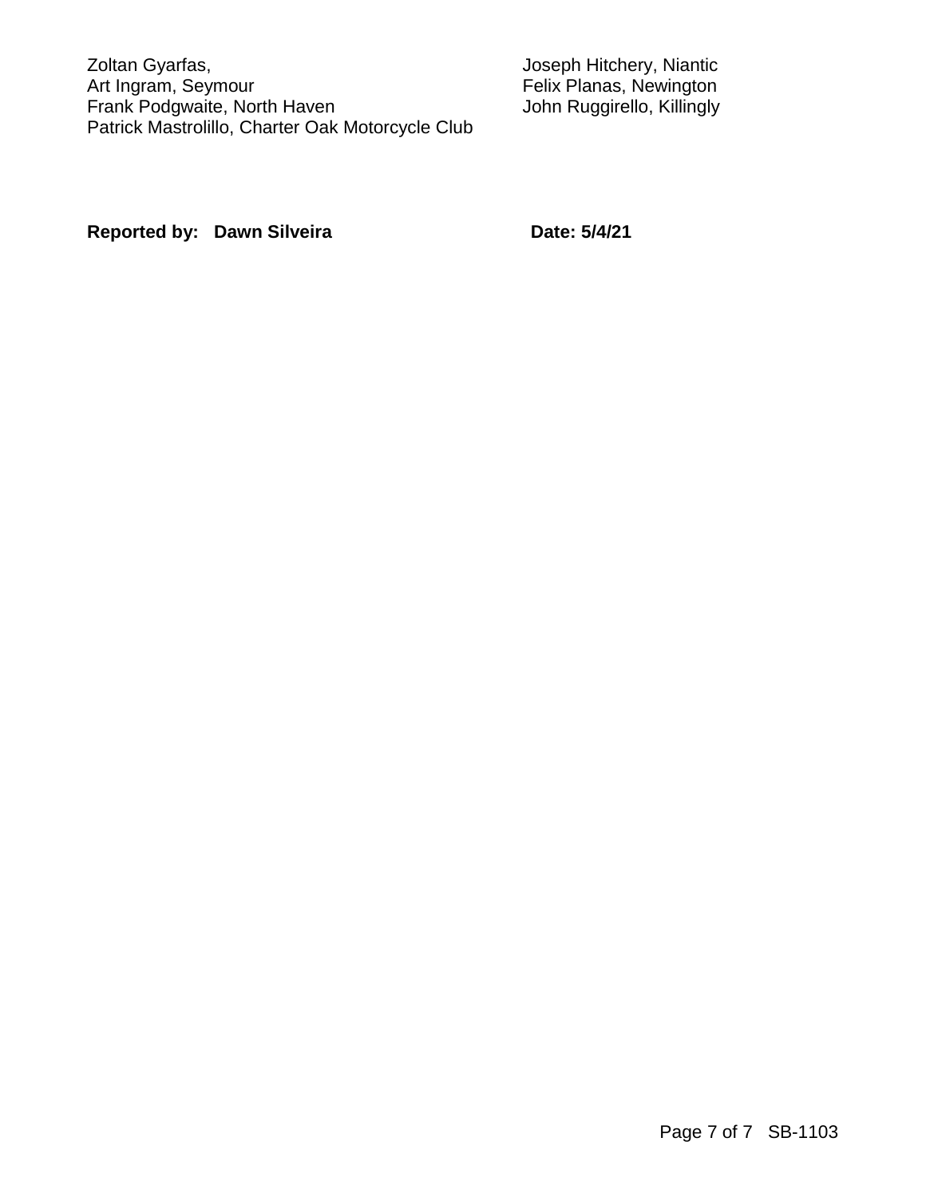Zoltan Gyarfas,
Art Ingram, Seymour
Frank Podgwaite, North Haven
Patrick Mastrolillo, Charter Oak Motorcycle Club
Joseph Hitchery, Niantic
Felix Planas, Newington
John Ruggirello, Killingly

**Reported by: Dawn Silveira** **Date: 5/4/21**